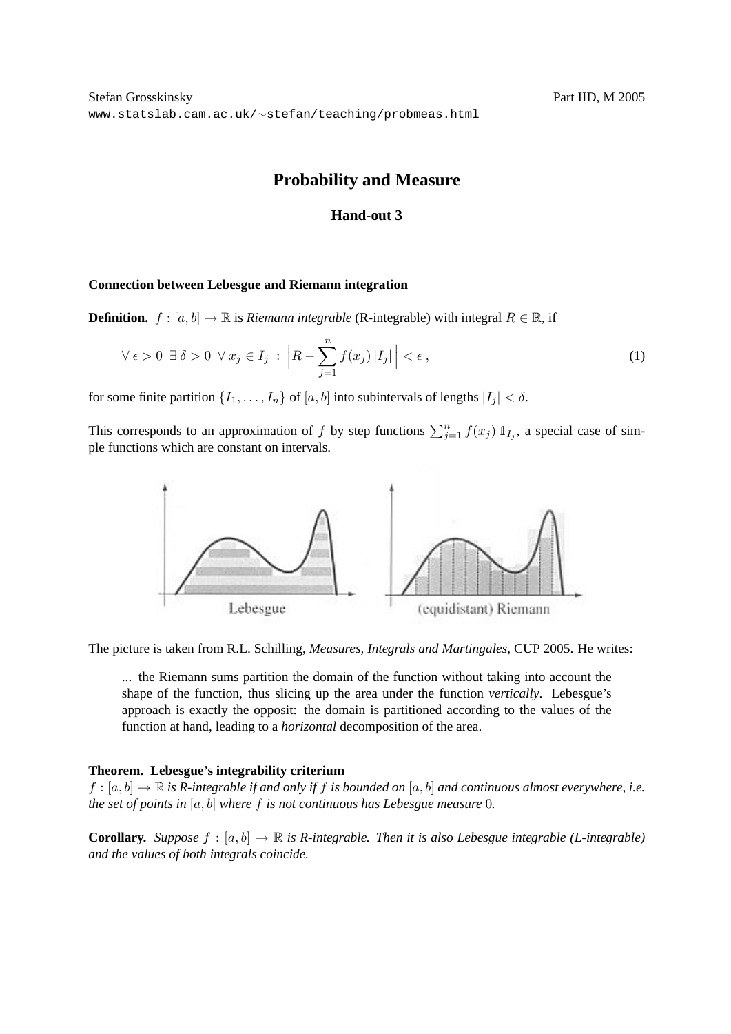Stefan Grosskinsky
www.statslab.cam.ac.uk/∼stefan/teaching/probmeas.html

Part IID, M 2005

# Probability and Measure

## Hand-out 3

### Connection between Lebesgue and Riemann integration

**Definition.** $f : [a, b] \to \mathbb{R}$ is *Riemann integrable* (R-integrable) with integral $R \in \mathbb{R}$, if

$$\forall\, \epsilon > 0 \ \exists\, \delta > 0 \ \forall\, x_j \in I_j \ : \ \Big| R - \sum_{j=1}^{n} f(x_j)\, |I_j| \Big| < \epsilon \,, \tag{1}$$

for some finite partition $\{I_1, \ldots, I_n\}$ of $[a, b]$ into subintervals of lengths $|I_j| < \delta$.

This corresponds to an approximation of $f$ by step functions $\sum_{j=1}^{n} f(x_j)\, \mathbb{1}_{I_j}$, a special case of simple functions which are constant on intervals.

Lebesgue

(equidistant) Riemann

The picture is taken from R.L. Schilling, *Measures, Integrals and Martingales*, CUP 2005. He writes:

> ... the Riemann sums partition the domain of the function without taking into account the shape of the function, thus slicing up the area under the function *vertically*. Lebesgue's approach is exactly the opposit: the domain is partitioned according to the values of the function at hand, leading to a *horizontal* decomposition of the area.

**Theorem. Lebesgue's integrability criterium**
*$f : [a, b] \to \mathbb{R}$ is R-integrable if and only if $f$ is bounded on $[a, b]$ and continuous almost everywhere, i.e. the set of points in $[a, b]$ where $f$ is not continuous has Lebesgue measure 0.*

**Corollary.** *Suppose $f : [a, b] \to \mathbb{R}$ is R-integrable. Then it is also Lebesgue integrable (L-integrable) and the values of both integrals coincide.*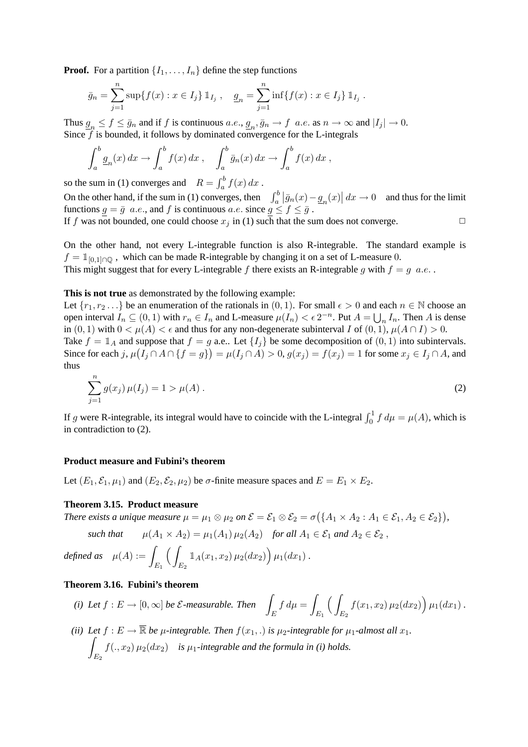**Proof.** For a partition $\{I_1, \ldots, I_n\}$ define the step functions

$$\bar{g}_n = \sum_{j=1}^{n} \sup\{f(x) : x \in I_j\}\, \mathbb{1}_{I_j}\ , \quad \underline{g}_n = \sum_{j=1}^{n} \inf\{f(x) : x \in I_j\}\, \mathbb{1}_{I_j}\ .$$

Thus $\underline{g}_n \leq f \leq \bar{g}_n$ and if $f$ is continuous $a.e.$, $\underline{g}_n, \bar{g}_n \to f\ \ a.e.$ as $n \to \infty$ and $|I_j| \to 0$.
Since $f$ is bounded, it follows by dominated convergence for the L-integrals

$$\int_a^b \underline{g}_n(x)\, dx \to \int_a^b f(x)\, dx\ , \quad \int_a^b \bar{g}_n(x)\, dx \to \int_a^b f(x)\, dx\ ,$$

so the sum in (1) converges and $\quad R = \int_a^b f(x)\, dx$ .
On the other hand, if the sum in (1) converges, then $\quad \int_a^b \big|\bar{g}_n(x) - \underline{g}_n(x)\big|\, dx \to 0 \quad$ and thus for the limit functions $\underline{g} = \bar{g}\ \ a.e.$, and $f$ is continuous $a.e.$ since $\underline{g} \leq f \leq \bar{g}$ .
If $f$ was not bounded, one could choose $x_j$ in (1) such that the sum does not converge. □

On the other hand, not every L-integrable function is also R-integrable. The standard example is $f = \mathbb{1}_{[0,1]\cap\mathbb{Q}}$ , which can be made R-integrable by changing it on a set of L-measure $0$.
This might suggest that for every L-integrable $f$ there exists an R-integrable $g$ with $f = g\ \ a.e.$ .

**This is not true** as demonstrated by the following example:
Let $\{r_1, r_2 \ldots\}$ be an enumeration of the rationals in $(0,1)$. For small $\epsilon > 0$ and each $n \in \mathbb{N}$ choose an open interval $I_n \subseteq (0,1)$ with $r_n \in I_n$ and L-measure $\mu(I_n) < \epsilon\, 2^{-n}$. Put $A = \bigcup_n I_n$. Then $A$ is dense in $(0,1)$ with $0 < \mu(A) < \epsilon$ and thus for any non-degenerate subinterval $I$ of $(0,1)$, $\mu(A \cap I) > 0$.
Take $f = \mathbb{1}_A$ and suppose that $f = g$ a.e.. Let $\{I_j\}$ be some decomposition of $(0,1)$ into subintervals. Since for each $j$, $\mu\big(I_j \cap A \cap \{f = g\}\big) = \mu(I_j \cap A) > 0$, $g(x_j) = f(x_j) = 1$ for some $x_j \in I_j \cap A$, and thus

$$\sum_{j=1}^{n} g(x_j)\, \mu(I_j) = 1 > \mu(A)\ . \tag{2}$$

If $g$ were R-integrable, its integral would have to coincide with the L-integral $\int_0^1 f\, d\mu = \mu(A)$, which is in contradiction to (2).

### Product measure and Fubini's theorem

Let $(E_1, \mathcal{E}_1, \mu_1)$ and $(E_2, \mathcal{E}_2, \mu_2)$ be $\sigma$-finite measure spaces and $E = E_1 \times E_2$.

**Theorem 3.15. Product measure**
*There exists a unique measure $\mu = \mu_1 \otimes \mu_2$ on $\mathcal{E} = \mathcal{E}_1 \otimes \mathcal{E}_2 = \sigma\big(\{A_1 \times A_2 : A_1 \in \mathcal{E}_1, A_2 \in \mathcal{E}_2\}\big)$,*

*such that* $\quad \mu(A_1 \times A_2) = \mu_1(A_1)\, \mu_2(A_2) \quad$ *for all $A_1 \in \mathcal{E}_1$ and $A_2 \in \mathcal{E}_2$ ,*

*defined as* $\quad \mu(A) := \int_{E_1} \Big( \int_{E_2} \mathbb{1}_A(x_1, x_2)\, \mu_2(dx_2) \Big)\, \mu_1(dx_1)$ .

**Theorem 3.16. Fubini's theorem**

*(i) Let $f : E \to [0, \infty]$ be $\mathcal{E}$-measurable. Then* $\quad \int_E f\, d\mu = \int_{E_1} \Big( \int_{E_2} f(x_1, x_2)\, \mu_2(dx_2) \Big)\, \mu_1(dx_1)$ .

*(ii) Let $f : E \to \overline{\mathbb{R}}$ be $\mu$-integrable. Then $f(x_1, .)$ is $\mu_2$-integrable for $\mu_1$-almost all $x_1$.*
$\int_{E_2} f(., x_2)\, \mu_2(dx_2)$ *is $\mu_1$-integrable and the formula in (i) holds.*